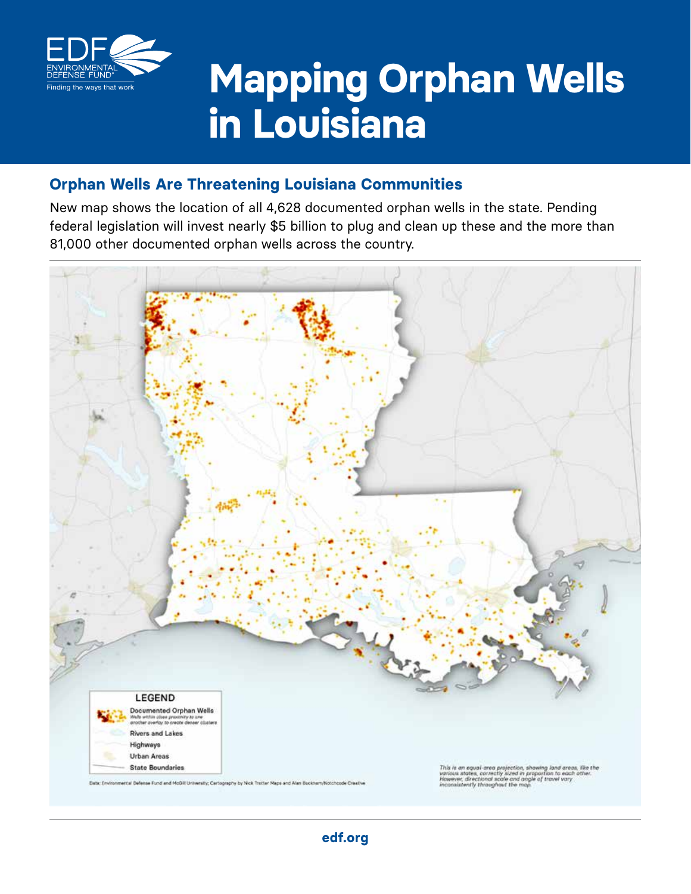# Mapping Orphan Wells in Louisiana

## Orphan Wells Are Threatening Louisiana Communities

New map shows the location of all 4,628 documented orphan wells in the state. Pending federal legislation will invest nearly $5 billion to plug and clean up these and the more than 81,000 other documented orphan wells across the country.

LEGEND

- Documented Orphan Wells — *Wells within close proximity to one another overlay to create denser clusters*
- Rivers and Lakes
- Highways
- Urban Areas
- State Boundaries

Data: Environmental Defense Fund and McGill University; Cartography by Nick Trotter Maps and Alan Buckham/Notchcode Creative

*This is an equal-area projection, showing land areas, like the various states, correctly sized in proportion to each other. However, directional scale and angle of travel vary inconsistently throughout the map.*

edf.org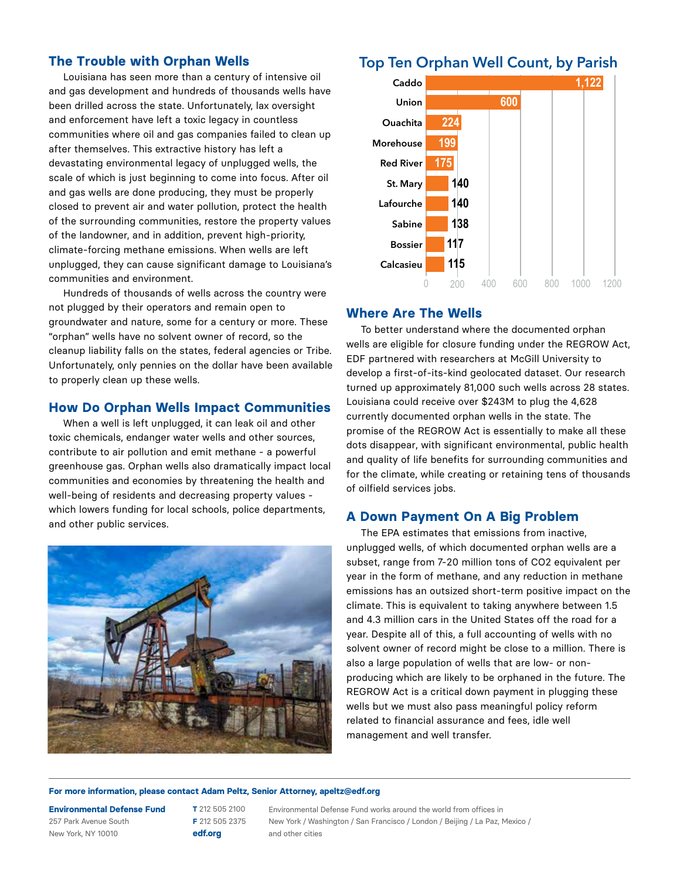## The Trouble with Orphan Wells

Louisiana has seen more than a century of intensive oil and gas development and hundreds of thousands wells have been drilled across the state. Unfortunately, lax oversight and enforcement have left a toxic legacy in countless communities where oil and gas companies failed to clean up after themselves. This extractive history has left a devastating environmental legacy of unplugged wells, the scale of which is just beginning to come into focus. After oil and gas wells are done producing, they must be properly closed to prevent air and water pollution, protect the health of the surrounding communities, restore the property values of the landowner, and in addition, prevent high-priority, climate-forcing methane emissions. When wells are left unplugged, they can cause significant damage to Louisiana's communities and environment.

Hundreds of thousands of wells across the country were not plugged by their operators and remain open to groundwater and nature, some for a century or more. These "orphan" wells have no solvent owner of record, so the cleanup liability falls on the states, federal agencies or Tribe. Unfortunately, only pennies on the dollar have been available to properly clean up these wells.

## How Do Orphan Wells Impact Communities

When a well is left unplugged, it can leak oil and other toxic chemicals, endanger water wells and other sources, contribute to air pollution and emit methane - a powerful greenhouse gas. Orphan wells also dramatically impact local communities and economies by threatening the health and well-being of residents and decreasing property values - which lowers funding for local schools, police departments, and other public services.

## Top Ten Orphan Well Count, by Parish

Caddo 1,122
Union 600
Ouachita 224
Morehouse 199
Red River 175
St. Mary 140
Lafourche 140
Sabine 138
Bossier 117
Calcasieu 115

0 200 400 600 800 1000 1200

## Where Are The Wells

To better understand where the documented orphan wells are eligible for closure funding under the REGROW Act, EDF partnered with researchers at McGill University to develop a first-of-its-kind geolocated dataset. Our research turned up approximately 81,000 such wells across 28 states. Louisiana could receive over $243M to plug the 4,628 currently documented orphan wells in the state. The promise of the REGROW Act is essentially to make all these dots disappear, with significant environmental, public health and quality of life benefits for surrounding communities and for the climate, while creating or retaining tens of thousands of oilfield services jobs.

## A Down Payment On A Big Problem

The EPA estimates that emissions from inactive, unplugged wells, of which documented orphan wells are a subset, range from 7-20 million tons of $CO_2$ equivalent per year in the form of methane, and any reduction in methane emissions has an outsized short-term positive impact on the climate. This is equivalent to taking anywhere between 1.5 and 4.3 million cars in the United States off the road for a year. Despite all of this, a full accounting of wells with no solvent owner of record might be close to a million. There is also a large population of wells that are low- or non-producing which are likely to be orphaned in the future. The REGROW Act is a critical down payment in plugging these wells but we must also pass meaningful policy reform related to financial assurance and fees, idle well management and well transfer.

**For more information, please contact Adam Peltz, Senior Attorney, apeltz@edf.org**

**Environmental Defense Fund**
257 Park Avenue South
New York, NY 10010

**T** 212 505 2100
**F** 212 505 2375
**edf.org**

Environmental Defense Fund works around the world from offices in New York / Washington / San Francisco / London / Beijing / La Paz, Mexico / and other cities